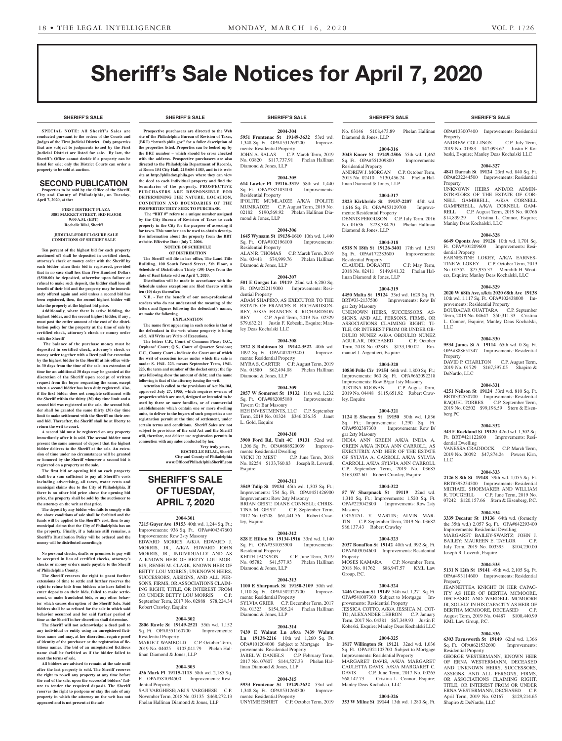# Sheriff's Sale Notices for April 7, 2020

**SHERIFF'S SALE**

**SPECIAL NOTE: All Sheriff's Sales are conducted pursuant to the orders of the Courts and Judges of the First Judicial District. Only properties that are subject to judgments issued by the First Judicial District are listed for sale. By law, the Sheriff's Office cannot decide if a property can be listed for sale; only the District Courts can order a property to be sold at auction.**

## SECOND PUBLICATION

**Properties to be sold by the Office of the Sheriff, City and County of Philadelphia, on Tuesday, April 7, 2020, at the:**

**FIRST DISTRICT PLAZA**
**3801 MARKET STREET, 3RD FLOOR**
**9:00 A.M. (EDT)**
**Rochelle Bilal, Sheriff**

**JUDICIAL/FORECLOSURE SALE CONDITIONS OF SHERIFF SALE**

**Ten percent of the highest bid for each property auctioned off shall be deposited in certified check, attorney's check or money order with the Sheriff by each bidder when their bid is registered, provided that in no case shall less than Five Hundred Dollars ($500.00) be deposited, otherwise upon failure or refusal to make such deposit, the bidder shall lose all benefit of their bid and the property may be immediately offered again and sold unless a second bid has been registered, then, the second highest bidder will take the property at the highest bid price.**

**Additionally, where there is active bidding, the highest bidder, and the second highest bidder, if any, must post the entire amount of the cost of the distribution policy for the property at the time of sale by certified check, attorney's check or money order with the Sheriff**

**The balance of the purchase money must be deposited in certified check, attorney's check or money order together with a Deed poll for execution by the highest bidder to the Sheriff at his office within 30 days from the time of the sale. An extension of time for an additional 30 days may be granted at the discretion of the Sheriff upon receipt of written request from the buyer requesting the same, except when a second bidder has been duly registered. Also, if the first bidder does not complete settlement with the Sheriff within the thirty (30) day time limit and a second bid was registered at the sale, the second bidder shall be granted the same thirty (30) day time limit to make settlement with the Sheriff on their second bid. Thereafter, the Sheriff shall be at liberty to return the writ to court.**

**A second bid must be registered on any property immediately after it is sold. The second bidder must present the same amount of deposit that the highest bidder delivers to the Sheriff at the sale. An extension of time under no circumstances will be granted or honored by the Sheriff whenever a second bid is registered on a property at the sale.**

**The first bid or opening bid on each property shall be a sum sufficient to pay all Sheriff's costs including advertising, all taxes, water rents and municipal claims due to the City of Philadelphia. If there is no other bid price above the opening bid price, the property shall be sold by the auctioneer to the attorney on the writ at that price.**

**The deposit by any bidder who fails to comply with the above conditions of sale shall be forfeited and the funds will be applied to the Sheriff's cost, then to any municipal claims that the City of Philadelphia has on the property. Finally, if a balance still remains, a Sheriff's Distribution Policy will be ordered and the money will be distributed accordingly.**

**No personal checks, drafts or promises to pay will be accepted in lieu of certified checks, attorney's checks or money orders made payable to the Sheriff of Philadelphia County.**

**The Sheriff reserves the right to grant further extensions of time to settle and further reserves the right to refuse bids from bidders who have failed to enter deposits on their bids, failed to make settlement, or make fraudulent bids, or any other behavior which causes disruption of the Sheriff Sale. Said bidders shall be so refused for the sale in which said behavior occurred and for said further period of time as the Sheriff in her discretion shall determine.**

**The Sheriff will not acknowledge a deed poll to any individual or entity using an unregistered fictitious name and may, at her discretion, require proof of identity of the purchaser or the registration of fictitious names. The bid of an unregistered fictitious name shall be forfeited as if the bidder failed to meet the terms of sale.**

**All bidders are advised to remain at the sale until after the last property is sold. The Sheriff reserves the right to re-sell any property at any time before the end of the sale, upon the successful bidders' failure to tender the required deposit. The Sheriff reserves the right to postpone or stay the sale of any property in which the attorney on the writ has not appeared and is not present at the sale**

**Prospective purchasers are directed to the Web site of the Philadelphia Bureau of Revision of Taxes, (BRT) "brtweb.phila.gov" for a fuller description of the properties listed. Properties can be looked up by the BRT number – which should be cross checked with the address. Prospective purchasers are also directed to the Philadelphia Department of Records, at Room 154 City Hall, 215-686-1483, and to its website at http://philadox.phila.gov where they can view the deed to each individual property and find the boundaries of the property. PROSPECTIVE PURCHASERS ARE RESPONSIBLE FOR DETERMINING THE NATURE, LOCATION, CONDITION AND BOUNDARIES OF THE PROPERTIES THEY SEEK TO PURCHASE.**

**The "BRT #" refers to a unique number assigned by the City Bureau of Revision of Taxes to each property in the City for the purpose of assessing it for taxes. This number can be used to obtain descriptive information about the property from the BRT website. Effective Date: July 7, 2006.**

**NOTICE OF SCHEDULE OF DISTRIBUTION**

**The Sheriff will file in her office, The Land Title Building, 100 South Broad Street, 5th Floor, a Schedule of Distribution Thirty (30) Days from the date of Real Estate sold on April 7, 2020.**

**Distribution will be made in accordance with the Schedule unless exceptions are filed thereto within ten (10) days thereafter.**

**N.B. - For the benefit of our non-professional readers who do not understand the meaning of the letters and figures following the defendant's names, we make the following.**

**EXPLANATION**

**The name first appearing in each notice is that of the defendant in the writ whose property is being sold. All Writs are Writs of Executions.**

**The letters C.P., Court of Common Pleas; O.C., Orphans' Court; Q.S., Court of Quarter Sessions; C.C., County Court - indicate the Court out of which the writ of execution issues under which the sale is made: S. 1941. 223. means September Term, 1941. 223, the term and number of the docket entry; the figures following show the amount of debt; and the name following is that of the attorney issuing the writ.**

**Attention is called to the provisions of Act No.104, approved July 27, 1955, which requires owners of properties which are used, designed or intended to be used by three or more families, or of commercial establishments which contain one or more dwelling units, to deliver to the buyers of such properties a use registration permit at the time of settlement, under certain terms and conditions. Sheriff Sales are not subject to provisions of the said Act and the Sheriff will, therefore, not deliver use registration permits in connection with any sales conducted by her.**

**Very truly yours,**
**ROCHELLE BILAL, Sheriff**
**City and County of Philadelphia**
**www.OfficeofPhiladelphiaSheriff.com**

## SHERIFF'S SALE OF TUESDAY, APRIL 7, 2020

**2004-301**

**7215 Guyer Ave 19153** 40th wd. 1,244 Sq. Ft.; Improvements: 936 Sq. Ft. OPA#404347600 Improvements: Row 2sty Masonry
EDWARD MORRIS A/K/A EDWARD J. MORRIS, JR., A/K/A EDWARD JOHN MORRIS, JR., INDIVIDUALLY AND AS A KNOWN HEIR OF BETTY LOU MORRIS; RENEE M. CLARK, KNOWN HEIR OF BETTY LOU MORRIS; UNKNOWN HEIRS, SUCCESSORS, ASSIGNS, AND ALL PERSONS, FIRMS, OR ASSOCIATIONS CLAIMING RIGHT, TITLE, OR INTEREST FROM OR UNDER BETTY LOU MORRIS C.P. September Term, 2017 No. 02888 $78,224.34 Robert Crawley, Esquire

**2004-302**

**2806 Rawle St 19149-2521** 55th wd. 1,152 Sq. Ft. OPA#551160700 Improvements: Residential Property
MARIE T. WAMBOLD C.P. October Term, 2019 No. 04025 $103,041.79 Phelan Hallinan Diamond & Jones, LLP

**2004-303**

**436 Mark Pl 19115-1113** 58th wd. 2,185 Sq. Ft. OPA#581094500 Improvements: Residential Property
SAJI VARGHESE; ABI S. VARGHESE C.P. November Term, 2018 No. 03135 $468,272.13 Phelan Hallinan Diamond & Jones, LLP

**2004-304**

**5951 Frontenac St 19149-3632** 53rd wd. 1,348 Sq. Ft. OPA#531269200 Improvements: Residential Property
JOHN A. SALAS C.P. March Term, 2019 No. 03820 $117,737.91 Phelan Hallinan Diamond & Jones, LLP

**2004-305**

**614 Lawler Pl 19116-3319** 58th wd. 1,440 Sq. Ft. OPA#582103100 Improvements: Residential Property
IPOLITE MUMLADZE A/K/A IPOLITE MUMRADZE C.P. August Term, 2019 No. 02182 $190,569.92 Phelan Hallinan Diamond & Jones, LLP

**2004-306**

**1645 Wynsam St 19138-1610** 10th wd. 1,440 Sq. Ft. OPA#102196100 Improvements: Residential Property
ALAN R. THOMAS C.P. March Term, 2019 No. 03448 $74,999.76 Phelan Hallinan Diamond & Jones, LLP

**2004-307**

**501 E Gorgas Ln 19119** 22nd wd. 6,280 Sq. Ft. OPA#222119000 Improvements: Residential Property
ADAM SHAPIRO, AS EXECUTOR TO THE ESTATE OF FRANCES R. RICHARDSON-BEY, A/K/A FRANCES R. RICHARDSON BEY C.P. April Term, 2019 No. 02329 $79,632.21 Justin F. Kobeski, Esquire; Manley Deas Kochalski LLC

**2004-308**

**2522 S Robinson St 19142-3522** 40th wd. 1092 Sq. Ft. OPA#402093400 Improvements: Residential Property
MYRA S. CARTER C.P. August Term, 2019 No. 01580 $62,494.08 Phelan Hallinan Diamond & Jones, LLP

**2004-309**

**2057 W Somerset St 19132** 11th wd. 1,232 Sq. Ft. OPA#882005180 Improvements: Tavern Or Bar Masonry
H2H INVESTMENTS, LLC C.P. September Term, 2019 No. 01324 $346,036.35 Janet L. Gold, Esquire

**2004-310**

**3900 Ford Rd, Unit 4C 19131** 52nd wd. 1,206 Sq. Ft. OPA#888520039 Improvements: Residential Dwelling
VICKI JO MEST C.P. June Term, 2018 No. 02254 $133,760.83 Joseph R. Loverdi, Esquire

**2004-311**

**3549 Tulip St 19134** 45th wd. 1,303 Sq. Ft.; Improvements: 754 Sq. Ft. OPA#451426900 Improvements: Row 2sty Masonry
BRIAN GEIST; DIANE CONNELL; CHRISTINA M. GEIST C.P. September Term, 2017 No. 03208 $61,441.56 Robert Crawley, Esquire

**2004-312**

**828 E Hilton St 19134-1916** 33rd wd. 1,140 Sq. Ft. OPA#331053900 Improvements: Residential Property
KEITH JACKSON C.P. June Term, 2019 No. 05782 $41,577.93 Phelan Hallinan Diamond & Jones, LLP

**2004-313**

**1100 E Sharpnack St 19150-3109** 50th wd. 1,110 Sq. Ft. OPA#502322700 Improvements: Residential Property
SYLVIA GRIER C.P. December Term, 2017 No. 01323 $154,305.24 Phelan Hallinan Diamond & Jones, LLP

**2004-314**

**7439 E Walnut Ln a/k/a 7439 Walnut Ln 19138-2216** 10th wd. 1,260 Sq. Ft. OPA#101204000 Subject to Mortgage Improvements: Residential Property
JAREL W. DANIELS C.P. February Term, 2017 No. 07607 $144,527.33 Phelan Hallinan Diamond & Jones, LLP

**2004-315**

**5933 Frontenac St 19149-3632** 53rd wd. 1,348 Sq. Ft. OPA#531268300 Improvements: Residential Property
UNYIME ESHIET C.P. October Term, 2019 No. 03146 $108,473.89 Phelan Hallinan Diamond & Jones, LLP

**2004-316**

**3043 Knorr St 19149-2506** 55th wd. 1,462 Sq. Ft. OPA#551209800 Improvements: Residential Property
ANDREW J. MORGAN C.P. October Term, 2015 No. 02410 $130,456.24 Phelan Hallinan Diamond & Jones, LLP

**2004-317**

**2823 Kirkbride St 19137-2207** 45th wd. 1,616 Sq. Ft. OPA#453129700 Improvements: Residential Property
DENNIS FERGUSON C.P. July Term, 2016 No. 01636 $228,384.20 Phelan Hallinan Diamond & Jones, LLP

**2004-318**

**6518 N 18th St 19126-3401** 17th wd. 1,551 Sq. Ft. OPA#172283600 Improvements: Residential Property
CLAUDEL DORANTE C.P. May Term, 2018 No. 02411 $149,841.32 Phelan Hallinan Diamond & Jones, LLP

**2004-319**

**4450 Malta St 19124** 33rd wd. 1629 Sq. Ft. BRT#33-2137500 Improvements: Row B/gar 2sty Masonry
UNKNOWN HEIRS, SUCCESSORS, ASSIGNS, AND ALL PERSONS, FIRMS, OR ASSOCIATIONS CLAIMING RIGHT, TITLE, OR INTEREST FROM OR UNDER OBDULIO NUNEZ A/K/A OBDULIO NUNEZ AGUILAR, DECEASED C.P. October Term, 2018 No. 02843 $133,190.02 Emmanuel J. Argentieri, Esquire

**2004-320**

**10830 Pelle Cir 19154** 66th wd. 1,800 Sq. Ft.; Improvements: 960 Sq. Ft. OPA#662092218 Improvements: Row B/gar 1sty Masonry
JUSTINA ROONAN C.P. August Term, 2019 No. 04448 $115,651.92 Robert Crawley, Esquire

**2004-321**

**1124 E Slocum St 19150** 50th wd. 1,836 Sq. Ft.; Improvements: 1,290 Sq. Ft. OPA#502387300 Improvements: Row B/gar 2sty Masonry
INDIA ANN GREEN A/K/A INDIA A. GREEN A/K/A INDIA ANN CARROLL, AS EXECUTRIX AND HEIR OF THE ESTATE OF SYLVIA A. CARROLL A/K/A SYLVIA CARROLL A/K/A SYLVIA ANN CARROLL C.P. September Term, 2019 No. 03685 $163,002.60 Robert Crawley, Esquire

**2004-322**

**57 W Sharpnack St 19119** 22nd wd. 1,310 Sq. Ft.; Improvements: 1,520 Sq. Ft. OPA#223042800 Improvements: Row 2sty Masonry
CRYSTAL Y. MARTIN; ALVIN MARTIN C.P. September Term, 2019 No. 03682 $86,137.43 Robert Crawley

**2004-323**

**2037 Bonaffon St 19142** 40th wd. 992 Sq. Ft. OPA#403054600 Improvements: Residential Property
MOSES KAMARA C.P. November Term, 2018 No. 01762 $86,947.57 KML Law Group, P.C.

**2004-324**

**1446 Creston St 19149** 54th wd. 1,271 Sq. Ft. OPA#541007300 Subject to Mortgage Improvements: Residential Property
JESSICA COTTO, A/K/A JESSICA M. COTTO; ALEXANDER LEBRON C.P. January Term, 2017 No. 04381 $67,349.93 Justin F. Kobeski, Esquire; Manley Deas Kochalski LLC

**2004-325**

**1817 Willington St 19121** 32nd wd. 1,036 Sq. Ft. OPA#321103700 Subject to Mortgage Improvements: Residential Property
MARGARET DAVIS, A/K/A MARGARET CAULETTA DAVIS, A/K/A MARGARET C. DAVIS C.P. June Term, 2017 No. 00265 $68,147.73 Cristina L. Connor, Esquire; Manley Deas Kochalski LLC

**2004-326**

**353 W Milne St 19144** 13th wd. 1,280 Sq. Ft. OPA#133007400 Improvements: Residential Property
ANDREW COLLINGS C.P. July Term, 2019 No. 01983 $47,093.67 Justin F. Kobeski, Esquire; Manley Deas Kochalski LLC

**2004-327**

**4841 Darrah St 19124** 23rd wd. 840 Sq. Ft. OPA#232244500 Improvements: Residential Property
UNKNOWN HEIRS AND/OR ADMINISTRATORS OF THE ESTATE OF CORNELL GAMBRELL, A/K/A CORNELL GAMPBRELL, A/K/A CORNELL GAMRELL C.P. August Term, 2019 No. 00766 $14,839.29 Cristina L. Connor, Esquire; Manley Deas Kochalski, LLC

**2004-328**

**6649 Ogontz Ave 19126** 10th wd. 1,701 Sq. Ft. OPA#101209600 Improvements: Residential Property
EARNESTINE LOKEY, A/K/A EARNESTINE W. LOKEY C.P. October Term, 2019 No. 01352 $75,935.37 Meredith H. Wooters, Esquire; Manley Deas Kochalski LLC

**2004-329**

**2020 W 68th Ave, a/k/a 2020 68th Ave 19138** 10th wd. 1,117 Sq. Ft. OPA#102438000 Improvements: Residential Property
BOUBACAR OUATTARA C.P. September Term, 2019 No. 04647 $50,311.33 Cristina L. Connor, Esquire; Manley Deas Kochalski, LLC

**2004-330**

**9534 James St A 19114** 65th wd. 0 Sq. Ft. OPA#888651347 Improvements: Residential Property
DAVID P. CHARLTON C.P. August Term, 2019 No. 01729 $167,397.05 Shapiro & DeNardo, LLC

**2004-331**

**4251 Neilson St 19124** 33rd wd. 810 Sq. Ft. BRT#332530700 Improvements: Residential
RAQUEL TORRES C.P. September Term, 2019 No. 02502 $99,198.59 Stern & Eisenberg PC

**2004-332**

**343 E Rockland St 19120** 42nd wd. 1,302 Sq. Ft. BRT#421122600 Improvements: Residential Dwelling
VANESSA CRADDOCK C.P. March Term, 2019 No. 00092 $47,874.24 Powers Kirn, LLC

**2004-333**

**2126 S 8th St 19148** 39th wd. 1,055 Sq. Ft. BRT#393254500 Improvements: Residential
MICHAEL SHOEMAKER AND WILLIAM R. TOUGHILL C.P. June Term, 2019 No. 07242 $120,157.66 Stern & Eisenberg, P.C.

**2004-334**

**3339 Decatur St 19136** 64th wd. (formerly the 35th wd.) 2,057 Sq. Ft. OPA#642293400 Improvements: Residential Dwelling
MARGARET BAILEY-SWARTZ; JOHN J. BAILEY; MAUREEN E. TAYLOR C.P. July Term, 2019 No. 003395 $104,230.00 Joseph R. Loverdi, Esquire

**2004-335**

**5131 N 12th St 19141** 49th wd. 2,105 Sq. Ft. OPA#493114600 Improvements: Residential Property
JEANNETTEA KNIGHT IN HER CAPACITY AS HEIR OF BERTHA MCMOORE, DECEASED AND WARDELL MCMOORE JR, SOLELY IN HIS CAPACITY AS HEIR OF BERTHA MCMOORE, DECEASED C.P. August Term, 2019 No. 04487 $100,440.99 KML Law Group, P.C.

**2004-336**

**6303 Farnsworth St 19149** 62nd wd. 1,366 Sq. Ft. OPA#621532600 Improvements: Residential Property
GEORGE WESTERMANN, KNOWN HEIR OF ERNA WESTERMANN, DECEASED AND UNKNOWN HEIRS, SUCCESSORS, ASSIGNS, AND ALL PERSONS, FIRMS, OR ASSOCIATIONS CLAIMING RIGHT, TITLE, OR INTEREST FROM OR UNDER ERNA WESTERMANN, DECEASED C.P. April Term, 2019 No. 02167 $129,214.65 Shapiro & DeNardo, LLC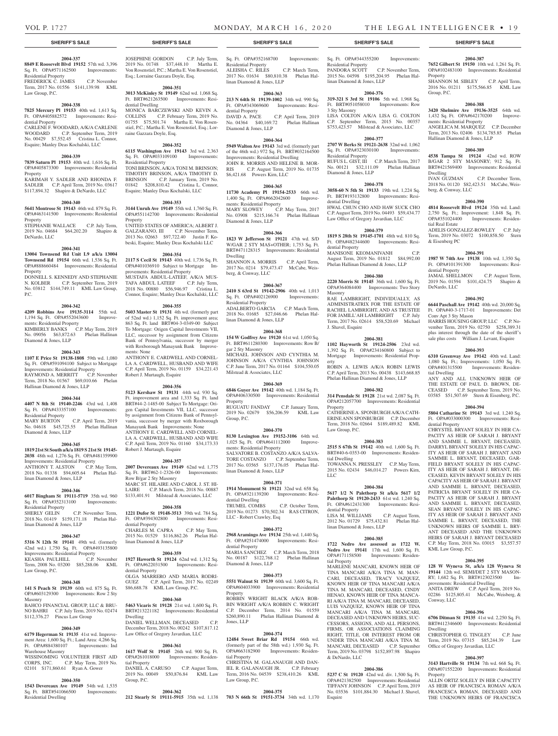**SHERIFF'S SALE**

**2004-337**

**8849 E Roosevelt Blvd 19152** 57th wd. 3,396 Sq. Ft. OPA#571162500 Improvements: Residential Property
FREDERICK C. JAMES C.P. November Term, 2017 No. 01556 $141,139.98 KML Law Group, P.C.

**2004-338**

**7825 Mercury Pl 19153** 40th wd. 1,613 Sq. Ft. OPA#405882572 Improvements: Residential Property
CARLENE F. WOODARD, A/K/A CARLENE WOODARD C.P. September Term, 2019 No. 00429 $7,552.45 Cristina L. Connor, Esquire; Manley Deas Kochalski, LLC

**2004-339**

**7839 Saturn Pl 19153** 40th wd. 1,616 Sq. Ft. OPA#405873300 Improvements: Residential Property
KARIMAH Y. SADLER AND RHONDA F. SADLER C.P. April Term, 2019 No. 03617 $117,894.32 Shapiro & DeNardo, LLC

**2004-340**

**5641 Montrose St 19143** 46th wd. 879 Sq. Ft. OPA#463141500 Improvements: Residential Property
STEPHANIE WALLACE C.P. July Term, 2019 No. 04684 $64,202.20 Shapiro & DeNardo, LLC

**2004-341**

**13004 Townsend Rd Unit L9 a/k/a 13004 Townsend Rd 19154** 66th wd. 1,536 Sq. Ft. OPA#888660484 Improvements: Residential Property
DONNELL S. KENNEDY AND STEPHANIE N. KOLBER C.P. September Term, 2019 No. 03812 $144,749.11 KML Law Group, P.C.

**2004-342**

**4209 Robbins Ave 19135-3114** 55th wd. 1,194 Sq. Ft. OPA#552043600 Improvements: Residential Property
KIMBERLY BANKS C.P. May Term, 2019 No. 09056 $63,872.63 Phelan Hallinan Diamond & Jones, LLP

**2004-343**

**1107 E Price St 19138-1808** 59th wd. 1,080 Sq. Ft. OPA#591094100 Subject to Mortgage Improvements: Residential Property
RAYMOND A. MERRITT C.P. November Term, 2018 No. 01567 $69,010.66 Phelan Hallinan Diamond & Jones, LLP

**2004-344**

**4407 N 8th St 19140-2246** 43rd wd. 1,408 Sq. Ft. OPA#433357100 Improvements: Residential Property
MARY BURTON C.P. April Term, 2019 No. 04618 $45,725.55 Phelan Hallinan Diamond & Jones, LLP

**2004-345**

**1819 21st St South a/k/a 1819 S 21st St 19145-2038** 48th wd. 1,276 Sq. Ft. OPA#481359900 Improvements: Residential Property
ANTHONY T. ALSTON C.P. May Term, 2018 No. 01338 $94,605.64 Phelan Hallinan Diamond & Jones, LLP

**2004-346**

**6017 Bingham St 19111-5719** 35th wd. 960 Sq. Ft. OPA#352313100 Improvements: Residential Property
SHERLY GELIN C.P. November Term, 2018 No. 01419 $159,171.18 Phelan Hallinan Diamond & Jones, LLP

**2004-347**

**5316 N 12th St 19141** 49th wd. (formerly 42nd wd.) 1,750 Sq. Ft. OPA#493135800 Improvements: Residential Property
KEASHA PAULHILL C.P. November Term, 2008 No. 03200 $85,288.06 KML Law Group, P.C.

**2004-348**

**141 S Peach St 19139** 60th wd. 875 Sq. Ft. OPA#603129300 Improvements: Row 2 Sty Masonry
BAHCO FINANCIAL GROUP, LLC & BRUNO BAHRI C.P. July Term, 2019 No. 02474 $112,376.27 Pincus Law Group

**2004-349**

**6179 Hegerman St 19135** 41st wd. Improvement Area: 1,600 Sq. Ft.; Land Area: 4,266 Sq. Ft. OPA#884380107 Improvements: Ind Warehouse Masonry
WISSINOMING VOLUNTEER FIRST AID CORPS, INC. C.P. May Term, 2019 No. 02101 $171,860.61 Ryan A. Gower

**2004-350**

**1543 Devereaux Ave 19149** 54th wd. 1,535 Sq. Ft. BRT#541066500 Improvements: Residential Dwelling
JOSEPHINE GORDON C.P. July Term, 2019 No. 01748 $37,448.10 Martha E. Von Rosenstiel, P.C.; Martha E. Von Rosenstiel, Esq.; Lorraine Gazzara Doyle, Esq.

**2004-351**

**3013 McKinley St 19149** 62nd wd. 1,068 Sq. Ft. BRT#621263500 Improvements: Residential Dwelling
MONICA BARCZEWSKI AND KEVIN A. COLLINS C.P. February Term, 2019 No. 01755 $75,501.74 Martha E. Von Rosenstiel, P.C.; Martha E. Von Rosenstiel, Esq.; Lorraine Gazzara Doyle, Esq.

**2004-352**

**6115 Washington Ave 19143** 3rd wd. 2,363 Sq. Ft. OPA#033109100 Improvements: Residential Property
TONI BRINSON, A/K/A TONI M. BRINSON; TIMOTHY BRINSON, A/K/A TIMOTHY D. BRINSON C.P. January Term, 2019 No. 01842 $208,810.42 Cristina L. Connor, Esquire; Manley Deas Kochalski LLC

**2004-353**

**3144 Unruh Ave 19149** 55th wd. 1,760 Sq. Ft. OPA#551142700 Improvements: Residential Property
UNITED STATES OF AMERICA; ALBERT J. GALZARANO, III C.P. November Term, 2013 No. 02663 $97,722.40 Justin F. Kobeski, Esquire; Manley Deas Kochalski LLC

**2004-354**

**2117 S Cecil St 19143** 40th wd. 1,736 Sq. Ft. OPA#401036910 Subject to Mortgage Improvements: Residential Property
MUSTAFA ABDUL-LATEEF, A/K/A MUSTAFA ABDUL LATEEF C.P. July Term, 2018 No. 00880 $56,946.97 Cristina L. Connor, Esquire; Manley Deas Kochalski, LLC

**2004-355**

**5603 Master St 19131** 4th wd. (formerly part of 52nd wd.) 1,152 Sq. Ft. improvement area; 863 Sq. Ft. land BRT#04-3-0349-00 Subject To Mortgage: Origen Capital Investments VII, LLC, successor by assignment from Citizens Bank of Pennsylvania, successor by merger with Roxborough Manayunk Bank Improvements: None
ANTHONY E. CARDWELL AND CORNELLA A. CARDWELL, HUSBAND AND WIFE C.P. April Term, 2019 No. 01159 $34,221.43 Robert J. Murtaugh, Esquire

**2004-356**

**5123 Kershaw St 19131** 44th wd. 930 Sq. Ft. improvement area and 1,333 Sq. Ft. land BRT#44-2-1485-00 Subject To Mortgage: Origen Capital Investments VII, LLC, successor by assignment from Citizens Bank of Pennsylvania, successor by merger with Roxborough Manayunk Bank Improvements: None
ANTHONY E. CARDWELL AND CORNELLA A. CARDWELL, HUSBAND AND WIFE C.P. April Term, 2019 No. 01160 $34,173.33 Robert J. Murtaugh, Esquire

**2004-357**

**2007 Devereaux Ave 19149** 62nd wd. 1,775 Sq. Ft. BRT#62-1-2326-00 Improvements: Row B/gar 2 Sty Masonry
MARC ST. HILAIRE AND CAROL J. ST. HILAIRE C.P. March Term, 2018 No. 00887 $133,401.91 Milstead & Associates, LLC

**2004-358**

**1221 Dufor St 19148-3513** 39th wd. 784 Sq. Ft. OPA#394302800 Improvements: Residential Property
CHARLES M. CAPRA C.P. May Term, 2015 No. 01529 $116,862.26 Phelan Hallinan Diamond & Jones, LLP

**2004-359**

**1927 Haworth St 19124** 62nd wd. 1,312 Sq. Ft. OPA#622031500 Improvements: Residential Property
OLGA MARRERO AND MARIA RODRIGUEZ C.P. April Term, 2017 No. 02249 $86,688.78 KML Law Group, P.C.

**2004-360**

**5463 Vicaris St 19128** 21st wd. 1,600 Sq. Ft. BRT#213221182 Improvements: Residential Dwelling
DANIEL WELLMAN, DECEASED C.P. December Term, 2018 No. 00242 $107,817.12 Law Office of Gregory Javardian, LLC

**2004-361**

**1617 Wolf St 19145** 26th wd. 900 Sq. Ft. OPA#261018000 Improvements: Residential Property
DANIEL A. CARUSO C.P. August Term, 2019 No. 00049 $50,876.84 KML Law Group, P.C.

**2004-362**

**212 Stearly St 19111-5915** 35th wd. 1,138 Sq. Ft. OPA#352168700 Improvements: Residential Property
ALEISHA C. RILES C.P. March Term, 2017 No. 01634 $80,810.38 Phelan Hallinan Diamond & Jones, LLP

**2004-363**

**213 N 64th St 19139-1002** 34th wd. 990 Sq. Ft. OPA#343069600 Improvements: Residential Property
DAVID A. PACE C.P. April Term, 2019 No. 04364 $40,169.72 Phelan Hallinan Diamond & Jones, LLP

**2004-364**

**5949 Walton Ave 19143** 3rd wd. (formerly part of the 46th wd.) 972 Sq. Ft. BRT#032164500 Improvements: Residential Dwelling
JOHN R. MORRIS AND HELENE B. MORRIS C.P. August Term, 2019 No. 01735 $6,421.68 Powers Kirn, LLC

**2004-365**

**11730 Academy Pl 19154-2533** 66th wd. 1,400 Sq. Ft. OPA#662042600 Improvements: Residential Property
MARY SLOWEY C.P. May Term, 2017 No. 03908 $215,166.74 Phelan Hallinan Diamond & Jones, LLP

**2004-366**

**1823 W Jefferson St 19121** 47th wd. S/D W/GAR 2 STY MAS+OTHER; 1,753 Sq. Ft. BRT#471128315 Improvements: Residential Dwelling
SHANNON A. MORRIS C.P. April Term, 2017 No. 0214 $79,473.47 McCabe, Weisberg, & Conway, LLC

**2004-367**

**2410 S 63rd St 19142-2906** 40th wd. 1,013 Sq. Ft. OPA#402126900 Improvements: Residential Property
ADALBERTO GARCIA C.P. March Term, 2018 No. 01685 $27,046.66 Phelan Hallinan Diamond & Jones, LLP

**2004-368**

**154 W Godfrey Ave 19120** 61st wd. 1,050 Sq. Ft. BRT#611280300 Improvements: Row B/gar 2 Sty Masonry
MICHAEL JOHNSON AND CYNTHIA M. JOHNSON A/K/A CYNTHIA JOHNSON C.P. June Term, 2017 No. 01164 $104,550.05 Milstead & Associates, LLC

**2004-369**

**6846 Guyer Ave 19142** 40th wd. 1,184 Sq. Ft. OPA#406330500 Improvements: Residential Property
RUGUATU FANDAY C.P. January Term, 2019 No. 02679 $56,206.59 KML Law Group, P.C.

**2004-370**

**8130 Lexington Ave 19152-3106** 64th wd. 1,025 Sq. Ft. OPA#641112000 Improvements: Residential Property
SALVATORE B. COSTANZO A/K/A SALVATORE COSTANZO C.P. September Term, 2017 No. 03565 $137,176.05 Phelan Hallinan Diamond & Jones, LLP

**2004-371**

**1914 Monument St 19121** 32nd wd. 658 Sq. Ft. OPA#321139200 Improvements: Residential Dwelling
TRUMEL COMBS C.P. October Term, 2019 No. 01273 $70,502.34 RAS CITRON, LLC - Robert Crawley, Esq

**2004-372**

**2968 Aramingo Ave 19134** 25th wd. 1,440 Sq. Ft. OPA#251474000 Improvements: Residential Property
MARIA SANCHEZ C.P. March Term, 2018 No. 00187 $122,768.12 Phelan Hallinan Diamond & Jones, LLP

**2004-373**

**5551 Walnut St 19139** 60th wd. 3,600 Sq. Ft. OPA#604033900 Improvements: Residential Property
ROBBIN WRIGHT BLACK A/K/A ROBBIN WRIGHT A/K/A ROBBIN C. WRIGHT C.P. December Term, 2014 No. 01559 $260,890.11 Phelan Hallinan Diamond & Jones, LLP

**2004-374**

**12484 Sweet Briar Rd 19154** 66th wd. (formerly part of the 58th wd.) 1,930 Sq. Ft. OPA#663182900 Improvements: Residential Property
CHRISTINA M. GALANAUGH AND DANIEL R. GALANAUGH JR. C.P. February Term, 2016 No. 04539 $238,410.26 KML Law Group, P.C.

**2004-375**

**703 N 66th St 19151-3734** 34th wd. 1,170 Sq. Ft. OPA#344355200 Improvements: Residential Property
PANDORA SCOTT C.P. November Term, 2015 No. 04598 $195,204.95 Phelan Hallinan Diamond & Jones, LLP

**2004-376**

**319-321 S 3rd St 19106** 5th wd. 1,968 Sq. Ft. BRT#051058010 Improvements: Row 3 Sty Masonry
LISA COLTON A/K/A LISA G. COLTON C.P. September Term, 2015 No. 00357 $753,423.57 Milstead & Associates, LLC

**2004-377**

**2707 W Berks St 19121-2638** 32nd wd. 1,062 Sq. Ft. OPA#323030100 Improvements: Residential Property
RUFUS L. GIST, III C.P. March Term, 2017 No. 00121 $32,111.09 Phelan Hallinan Diamond & Jones, LLP

**2004-378**

**3058-60 N 5th St 19133** 19th wd. 1,224 Sq. Ft. BRT#193132800 Improvements: Residential Dwelling
HWAL CHUN CHO AND HAW SUCK CHO C.P. August Term, 2019 No. 04493 $59,434.77 Law Office of Gregory Javardian, LLC

**2004-379**

**1819 S 28th St 19145-1701** 48th wd. 810 Sq. Ft. OPA#482344600 Improvements: Residential Property
MANISONE KEOMANIVANH C.P. August Term, 2019 No. 01812 $84,992.00 Phelan Hallinan Diamond & Jones, LLP

**2004-380**

**2220 Morris St 19145** 36th wd. 1,600 Sq. Ft. OPA#364084400 Improvements: Two Story Masonry
RAE LAMBRIGHT, INDIVIDUALLY, AS ADMINISTRATRIX FOR THE ESTATE OF RACHEL LAMBRIGHT, AND AS TRUSTEE FOR JAMILL'AH LAMBRIGHT C.P. July Term, 2017 No. 02614 $58,520.69 Michael J. Shavel, Esquire

**2004-381**

**1102 Hayworth St 19124-2506** 23rd wd. 1,392 Sq. Ft. OPA#234160800 Subject to Mortgage Improvements: Residential Property
ROBIN A. LEWIS A/K/A ROBIN LEWIS C.P. April Term, 2013 No. 00438 $143,668.85 Phelan Hallinan Diamond & Jones, LLP

**2004-382**

**314 Pensdale St 19128** 21st wd. 2,087 Sq. Ft. OPA#212057700 Improvements: Residential Property
CATHERINE A. SPONBURGH A/K/A CATHERINE ANN SPONBURGH C.P. December Term, 2018 No. 02664 $189,489.82 KML Law Group, P.C.

**2004-383**

**2515 S 67th St 19142** 40th wd. 1,600 Sq. Ft. BRT#40-6-0353-00 Improvements: Residential Dwelling
TOWANNA N. PRESSLEY C.P. May Term, 2015 No. 02434 $46,014.27 Powers Kirn, LLC

**2004-384**

**5617 1/2 N Palethorp St a/k/a 5617 1/2 Palethorp St 19120-2433** 61st wd. 1,240 Sq. Ft. OPA#612431300 Improvements: Residential Property
LISA M. WILLIAMS C.P. August Term, 2012 No. 01729 $75,432.81 Phelan Hallinan Diamond & Jones, LLP

**2004-385**

**1722 Nedro Ave assessed as 1722 W. Nedro Ave 19141** 17th wd. 1,600 Sq. Ft. OPA#171158500 Improvements: Residential Property
MARLENE MANCARI, KNOWN HEIR OF TINA MANCARI A/K/A TINA M. MANCARI, DECEASED, TRACY VAZQUEZ, KNOWN HEIR OF TINA MANCARI A/K/A TINA M. MANCARI, DECEASED, CINDY HENAO, KNOWN HEIR OF TINA MANCARI A/K/A TINA M. MANCARI, DECEASED, LUIS VAZQUEZ, KNOWN HEIR OF TINA MANCARI A/K/A TINA M. MANCARI, DECEASED AND UNKNOWN HEIRS, SUCCESSORS, ASSIGNS, AND ALL PERSONS, FIRMS, OR ASSOCIATIONS CLAIMING RIGHT, TITLE, OR INTEREST FROM OR UNDER TINA MANCARI A/K/A TINA M. MANCARI, DECEASED C.P. September Term, 2019 No. 03798 $152,897.98 Shapiro & DeNardo, LLC

**2004-386**

**5237 C St 19120** 42nd wd. div. 1,500 Sq. Ft. OPA#421382500 Improvements: Residential TIFFANY JOHNSON C.P. April Term, 2019 No. 03536 $101,884.30 Michael J. Shavel, Esquire

**2004-387**

**7652 Gilbert St 19150** 10th wd. 1,261 Sq. Ft. OPA#102483100 Improvements: Residential Property
SHANNON M. SIBLEY C.P. April Term, 2016 No. 01211 $175,566.85 KML Law Group, P.C.

**2004-388**

**3420 Shelmire Ave 19136-3525** 64th wd. 1,432 Sq. Ft. OPA#642170200 Improvements: Residential Property
ANGELICA M. MARQUEZ C.P. December Term, 2013 No. 02406 $134,785.85 Phelan Hallinan Diamond & Jones, LLP

**2004-389**

**4538 Tampa St 19124** 42nd wd. ROW B/GAR 2 STY MASONRY; 912 Sq. Ft. BRT#421569400 Improvements: Residential Dwelling
IVAN GUZMAN C.P. December Term, 2018 No. 01120 $82,423.51 McCabe, Weisberg, & Conway, LLC

**2004-390**

**4814 Roosevelt Blvd 19124** 35th wd. Land: 2,750 Sq. Ft.; Improvement: 1,848 Sq. Ft. OPA#351024400 Improvements: Residential Real Estate
ADELIS GONZALEZ-ROWLEY C.P. July Term, 2019 No. 03072 $100,858.50 Stern & Eisenberg PC

**2004-391**

**1987 W 74th Ave 19138** 10th wd. 1,350 Sq. Ft. OPA#101391300 Improvements: Residential Property
JAMAL SHELLMON C.P. August Term, 2019 No. 01594 $101,424.75 Shapiro & DeNardo, LLC

**2004-392**

**6644 Paschall Ave 19142** 40th wd. 20,000 Sq. Ft. OPA#40-3-1717-01 Improvements: Det Conv Apt 3 Sty Mason
HARRIS HOUSING GROUP, LLC C.P. November Term, 2019 No. 02750 $258,389.31 plus interest through the date of the sheriff's sale plus costs William J. Levant, Esquire

**2004-393**

**6310 Greenway Ave 19142** 40th wd. Land: 1,080 Sq. Ft.; Improvements: 1,050 Sq. Ft. OPA#401315500 Improvements: Residential Dwelling
ANY AND ALL UNKNOWN HEIR OF THE ESTATE OF PAUL D. BROWN, DECEASED C.P. September Term, 2019 No. 03585 $51,507.69 Stern & Eisenberg, P.C.

**2004-394**

**5804 Catharine St 19143** 3rd wd. 1,240 Sq. Ft. OPA#033000300 Improvements: Residential Property
CHRYSTEL BRYANT SOLELY IN HER CAPACITY AS HEIR OF SARAH J. BRYANT AND SAMMIE L. BRYANT, DECEASED, DARRYL BRYANT SOLELY IN HIS CAPACITY AS HEIR OF SARAH J. BRYANT AND SAMMIE L. BRYANT, DECEASED, GARFIELD BRYANT SOLELY IN HIS CAPACITY AS HEIR OF SARAH J. BRYANT, DECEASED, KEVIN BRYANT SOLELY IN HIS CAPACITY AS HEIR OF SARAH J. BRYANT AND SAMMIE L. BRYANT, DECEASED, PATRICIA BRYANT SOLELY IN HER CAPACITY AS HEIR OF SARAH J. BRYANT AND SAMMIE L. BRYANT, DECEASED, SEAN BRYANT SOLELY IN HIS CAPACITY AS HEIR OF SARAH J. BRYANT AND SAMMIE L. BRYANT, DECEASED, THE UNKNOWN HEIRS OF SAMMIE L. BRYANT DECEASED AND THE UNKNOWN HEIRS OF SARAH J. BRYANT DECEASED C.P. May Term, 2018 No. 03015 $3,557.57 KML Law Group, P.C.

**2004-395**

**128 W Wyneva St, a/k/a 128 Wyneva St 19144** 12th wd. SEMI/DET 2 STY MASONRY; 1,682 Sq. Ft. BRT#123023500 Improvements: Residential Dwelling
ANITA DREW C.P. April Term, 2019 No. 02286 $125,805.41 McCabe, Weisberg, & Conway, LLC

**2004-396**

**6706 Ditman St 19135** 41st wd. 2,250 Sq. Ft. BRT#412346600 Improvements: Residential Dwelling
CHRISTOPHER G. TINGLEY C.P. June Term, 2019 No. 07315 $85,244.39 Law Office of Gregory Javardian, LLC

**2004-397**

**3143 Hartville St 19134** 7th wd. 668 Sq. Ft. OPA#071552200 Improvements: Residential Property
ALLIN ORTIZ SOLELY IN HER CAPACITY AS HEIR OF FRANCISCA ROMAN A/K/A FRANCESCA ROMAN, DECEASED AND THE UNKNOWN HEIRS OF FRANCISCA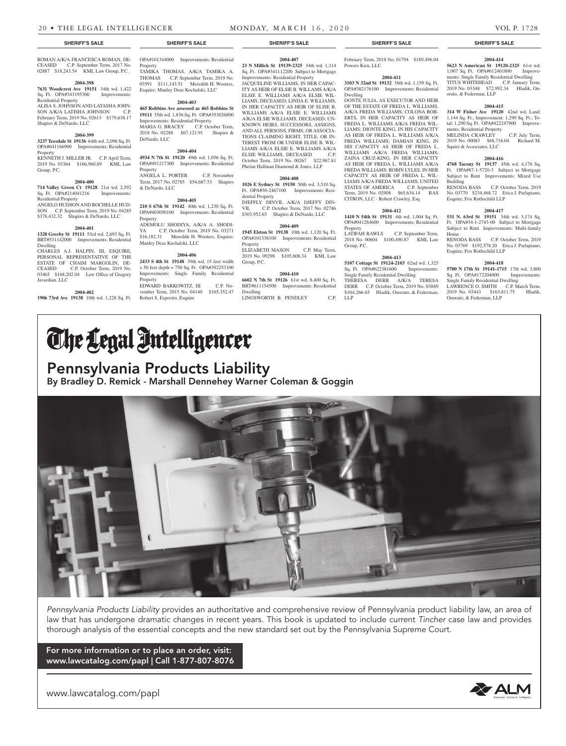SHERIFF'S SALE

ROMAN A/K/A FRANCESCA ROMAN, DECEASED C.P. September Term, 2017 No. 02887 $18,243.54 KML Law Group, P.C.

**2004-398**

**7631 Woodcrest Ave 19151** 34th wd. 1,422 Sq. Ft. OPA#343195300 Improvements: Residential Property
ALISA S. JOHNSON AND LATASHA JOHNSON A/K/A LATISHA JOHNSON C.P. February Term, 2019 No. 02613 $179,638.17 Shapiro & DeNardo, LLC

**2004-399**

**3237 Teesdale St 19136** 64th wd. 2,098 Sq. Ft. OPA#641166900 Improvements: Residential Property
KENNETH J. MILLER JR. C.P. April Term, 2019 No. 03364 $166,960.89 KML Law Group, P.C.

**2004-400**

**714 Valley Green Ct 19128** 21st wd. 2,592 Sq. Ft. OPA#214041216 Improvements: Residential Property
ANGELO HUDSON AND ROCHELLE HUDSON C.P. September Term, 2019 No. 04285 $378,432.32 Shapiro & DeNardo, LLC

**2004-401**

**1328 Greeby St 19111** 53rd wd. 2,693 Sq. Ft. BRT#531142000 Improvements: Residential Dwelling
CHARLES A.J. HALPIN, III, ESQUIRE, PERSONAL REPRESENTATIVE OF THE ESTATE OF CHAIM MARGOLIN, DECEASED C.P. October Term, 2019 No. 03465 $168,202.04 Law Office of Gregory Javardian, LLC

**2004-402**

**1906 73rd Ave 19138** 10th wd. 1,228 Sq. Ft. OPA#101344000 Improvements: Residential Property
TAMIKA THOMAS, A/K/A TAMIKA A. THOMAS C.P. September Term, 2019 No. 03591 $111,143.51 Meredith H. Wooters, Esquire; Manley Deas Kochalski, LLC

**2004-403**

**465 Robbins Ave assessed as 465 Robbins St 19111** 35th wd. 1,836 Sq. Ft. OPA#353026800 Improvements: Residential Property
MARIA G. BRACEY C.P. October Term, 2018 No. 02288 $67,121.91 Shapiro & DeNardo, LLC

**2004-404**

**4934 N 7th St 19120** 49th wd. 1,056 Sq. Ft. OPA#491217300 Improvements: Residential Property
ANGELA L. PORTER C.P. November Term, 2017 No. 02785 $54,687.53 Shapiro & DeNardo, LLC

**2004-405**

**210 S 67th St 19142** 40th wd. 1,230 Sq. Ft. OPA#403050100 Improvements: Residential Property
ADEMOLU SHODIYA, A/K/A A. SHODIYA C.P. October Term, 2019 No. 03271 $16,182.31 Meredith H. Wooters, Esquire; Manley Deas Kochalski, LLC

**2004-406**

**2433 S 4th St 19148** 39th wd. 15 feet width x 50 feet depth = 750 Sq. Ft. OPA#392253100 Improvements: Single Family Residential Property
EDWARD BARKOWITZ, III C.P. November Term, 2015 No. 04140 $165,352.47 Robert S. Esposito, Esquire

**2004-407**

**23 N Millick St 19139-2325** 34th wd. 1,314 Sq. Ft. OPA#341112200 Subject to Mortgage Improvements: Residential Property
JACQUELINE WILLIAMS, IN HER CAPACITY AS HEIR OF ELSIE B. WILLAMS A/K/A ELSIE E. WILLIAMS A/K/A ELSIE WILLIAMS, DECEASED; LINDA E. WILLIAMS, IN HER CAPACITY AS HEIR OF ELSIE B. WILLIAMS A/K/A ELSIE E. WILLIAMS A/K/A ELSIE WILLIAMS, DECEASED; UNKNOWN HEIRS, SUCCESSORS, ASSIGNS, AND ALL PERSONS, FIRMS, OR ASSOCIATIONS CLAIMING RIGHT, TITLE, OR INTEREST FROM OR UNDER ELISE B. WILLIAMS A/K/A ELSIE E. WILLIAMS A/K/A ELSIE WILLIAMS, DECEASED C.P. October Term, 2019 No. 00267 $22,967.81 Phelan Hallinan Diamond & Jones, LLP

**2004-408**

**1026 E Sydney St 19150** 50th wd. 3,510 Sq. Ft. OPA#50-2467100 Improvements: Residential Property
DJEFFLY DINVIL A/K/A DJEFFY DINVIL C.P. October Term, 2017 No. 02786 $303,952.65 Shapiro & DeNardo, LLC

**2004-409**

**1945 Elston St 19138** 10th wd. 1,120 Sq. Ft. OPA#101338100 Improvements: Residential Property
ELIZABETH MASON C.P. May Term, 2019 No. 09298 $105,808.34 KML Law Group, P.C.

**2004-410**

**6602 N 7th St 19126** 61st wd. 8,400 Sq. Ft. BRT#611154500 Improvements: Residential Dwelling
LINGSWORTH B. PENDLEY C.P. February Term, 2018 No. 01794 $189,496.04 Powers Kirn, LLC

**2004-411**

**3103 N 32nd St 19132** 38th wd. 1,159 Sq. Ft. OPA#382176100 Improvements: Residential Dwelling
DONTE JULIA, AS EXECUTOR AND HEIR OF THE ESTATE OF FREDA L. WILLIAMS, A/K/A FREDA WILLIAMS; COLONA ROBERTS, IN HER CAPACITY AS HEIR OF FREDA L. WILLIAMS A/K/A FREDA WILLIAMS; DIONTE KING, IN HIS CAPACITY AS HEIR OF FREDA L. WILLIAMS A/K/A FREDA WILLIAMS; DAMIAN KING, IN HIS CAPACITY AS HEIR OF FREDA L. WILLIAMS A/K/A FREDA WILLIAMS; ZAINA CRUZ-KING, IN HER CAPACITY AS HEIR OF FREDA L. WILLIAMS A/K/A FREDA WILLIAMS; ROBIN LYLES, IN HER CAPACITY AS HEIR OF FREDA L. WILLIAMS A/K/A FREDA WILLIAMS; UNITED STATES OF AMERICA C.P. September Term, 2019 No. 02908 $65,634.14 RAS CITRON, LLC - Robert Crawley, Esq

**2004-412**

**1410 N 54th St 19131** 4th wd. 1,004 Sq. Ft. OPA#041284600 Improvements: Residential Property
LATIFAH RAWLS C.P. September Term, 2018 No. 00604 $100,490.87 KML Law Group, P.C.

**2004-413**

**5107 Cottage St 19124-2103** 62nd wd. 1,325 Sq. Ft. OPA#622381600 Improvements: Single Family Residential Dwelling
THERESA DERR A/K/A TERESA DERR C.P. October Term, 2019 No. 03889 $104,266.65 Hladik, Onorato, & Federman, LLP

**2004-414**

**5623 N American St 19120-2325** 61st wd. 1,007 Sq. Ft. OPA#612401800 Improvements: Single Family Residential Dwelling
TITUS WHITEHEAD C.P. January Term, 2019 No. 03348 $72,992.34 Hladik, Onorato, & Federman, LLP

**2004-415**

**314 W Fisher Ave 19120** 42nd wd. Land: 1,144 Sq. Ft.; Improvement: 1,290 Sq. Ft.; Total: 1,290 Sq. Ft. OPA#422247900 Improvements: Residential Property
MELINDA CRAWLEY C.P. July Term, 2019 No. 00083 $68,716.04 Richard M. Squire & Associates, LLC

**2004-416**

**4768 Tacony St 19137** 45th wd. 4,176 Sq. Ft. OPA#87-1-5720-3 Subject to Mortgage Subject to Rent Improvements: Mixed Use Building
RENODA BASS C.P. October Term, 2019 No. 03770 $234,468.72 Erica J. Parlapiano, Esquire; Fox Rothschild LLP

**2004-417**

**531 N. 63rd St 19151** 34th wd. 3,174 Sq. Ft. OPA#34-1-2743-00 Subject to Mortgage Subject to Rent Improvements: Multi-family Home
RENODA BASS C.P. October Term, 2019 No. 03769 $192,578.20 Erica J. Parlapiano, Esquire; Fox Rothschild LLP

**2004-418**

**5700 N 17th St 19141-1715** 17th wd. 3,800 Sq. Ft. OPA#172204000 Improvements: Single Family Residential Dwelling
LAWRENCE O. SMITH C.P. March Term, 2019 No. 03443 $163,811.75 Hladik, Onorato, & Federman, LLP

# The Legal Intelligencer

## Pennsylvania Products Liability

By Bradley D. Remick - Marshall Dennehey Warner Coleman & Goggin

*Pennsylvania Products Liability* provides an authoritative and comprehensive review of Pennsylvania product liability law, an area of law that has undergone dramatic changes in recent years. This book is updated to include current *Tincher* case law and provides thorough analysis of the essential concepts and the new standard set out by the Pennsylvania Supreme Court.

**For more information or to place an order, visit: www.lawcatalog.com/papl | Call 1-877-807-8076**

www.lawcatalog.com/papl

ALM